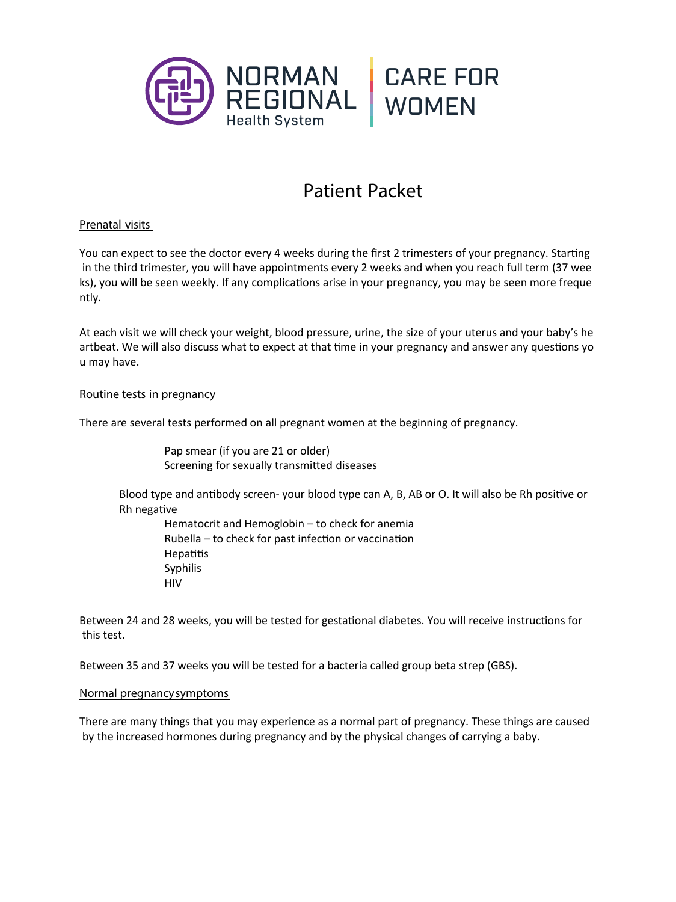NORMAN REGIONAL Health System | CARE FOR WOMEN

# Patient Packet

## Prenatal visits

You can expect to see the doctor every 4 weeks during the first 2 trimesters of your pregnancy. Starting in the third trimester, you will have appointments every 2 weeks and when you reach full term (37 weeks), you will be seen weekly. If any complications arise in your pregnancy, you may be seen more frequently.

At each visit we will check your weight, blood pressure, urine, the size of your uterus and your baby's heartbeat. We will also discuss what to expect at that time in your pregnancy and answer any questions you may have.

## Routine tests in pregnancy

There are several tests performed on all pregnant women at the beginning of pregnancy.

- Pap smear (if you are 21 or older)
- Screening for sexually transmitted diseases
- Blood type and antibody screen- your blood type can A, B, AB or O. It will also be Rh positive or Rh negative
- Hematocrit and Hemoglobin – to check for anemia
- Rubella – to check for past infection or vaccination
- Hepatitis
- Syphilis
- HIV

Between 24 and 28 weeks, you will be tested for gestational diabetes. You will receive instructions for this test.

Between 35 and 37 weeks you will be tested for a bacteria called group beta strep (GBS).

## Normal pregnancy symptoms

There are many things that you may experience as a normal part of pregnancy. These things are caused by the increased hormones during pregnancy and by the physical changes of carrying a baby.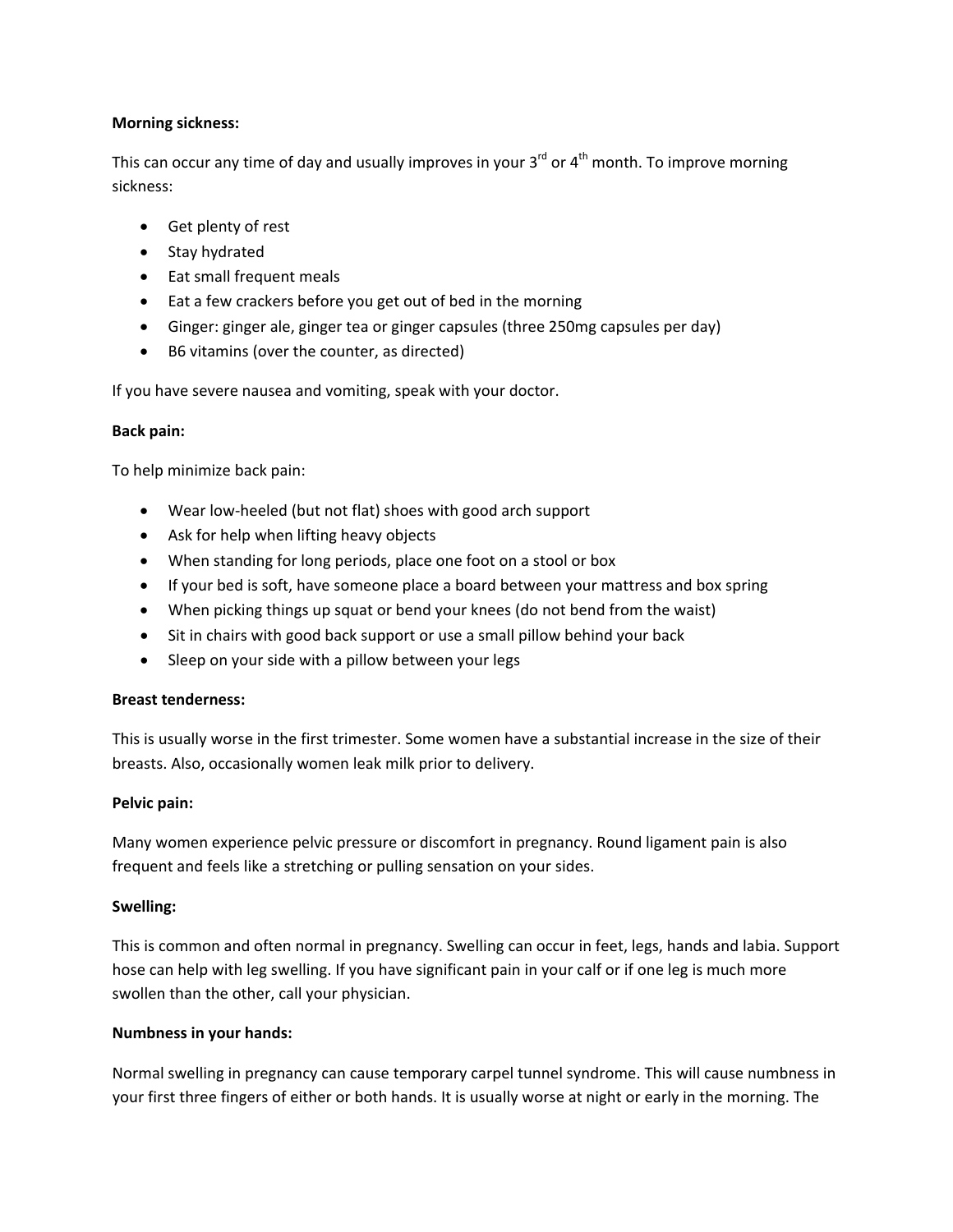**Morning sickness:**

This can occur any time of day and usually improves in your 3rd or 4th month. To improve morning sickness:

- Get plenty of rest
- Stay hydrated
- Eat small frequent meals
- Eat a few crackers before you get out of bed in the morning
- Ginger: ginger ale, ginger tea or ginger capsules (three 250mg capsules per day)
- B6 vitamins (over the counter, as directed)

If you have severe nausea and vomiting, speak with your doctor.

**Back pain:**

To help minimize back pain:

- Wear low-heeled (but not flat) shoes with good arch support
- Ask for help when lifting heavy objects
- When standing for long periods, place one foot on a stool or box
- If your bed is soft, have someone place a board between your mattress and box spring
- When picking things up squat or bend your knees (do not bend from the waist)
- Sit in chairs with good back support or use a small pillow behind your back
- Sleep on your side with a pillow between your legs

**Breast tenderness:**

This is usually worse in the first trimester. Some women have a substantial increase in the size of their breasts. Also, occasionally women leak milk prior to delivery.

**Pelvic pain:**

Many women experience pelvic pressure or discomfort in pregnancy. Round ligament pain is also frequent and feels like a stretching or pulling sensation on your sides.

**Swelling:**

This is common and often normal in pregnancy. Swelling can occur in feet, legs, hands and labia. Support hose can help with leg swelling. If you have significant pain in your calf or if one leg is much more swollen than the other, call your physician.

**Numbness in your hands:**

Normal swelling in pregnancy can cause temporary carpel tunnel syndrome. This will cause numbness in your first three fingers of either or both hands. It is usually worse at night or early in the morning. The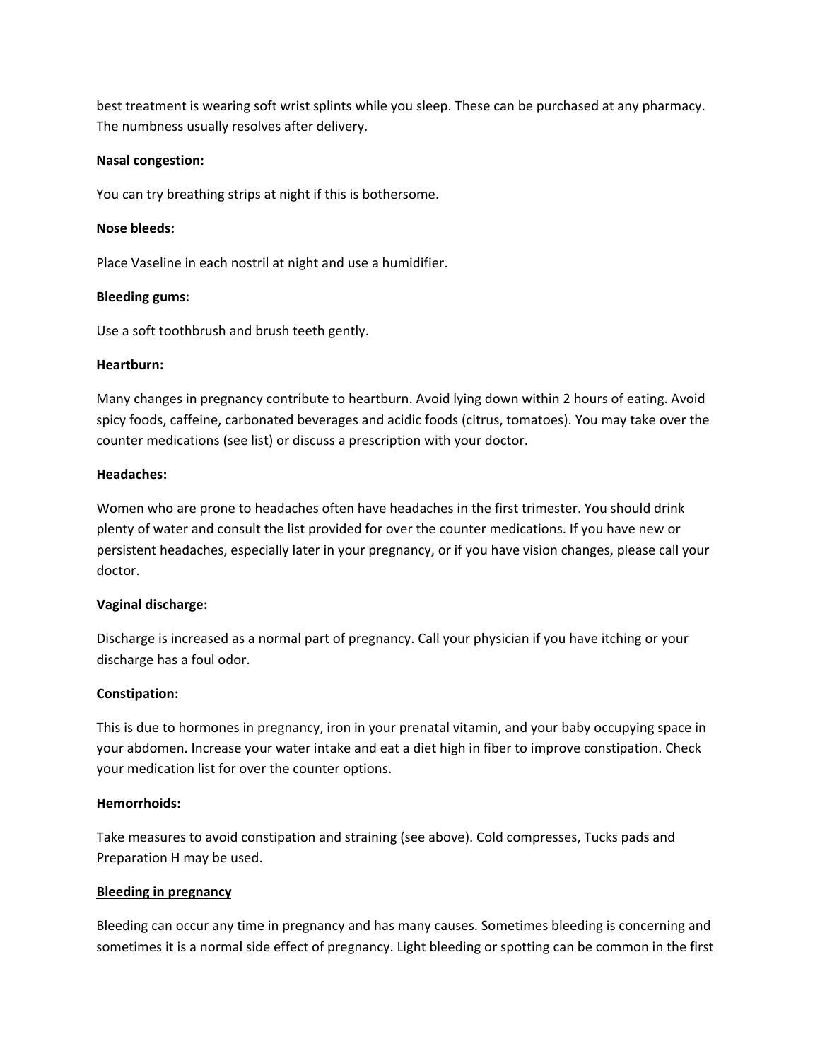best treatment is wearing soft wrist splints while you sleep. These can be purchased at any pharmacy. The numbness usually resolves after delivery.

**Nasal congestion:**

You can try breathing strips at night if this is bothersome.

**Nose bleeds:**

Place Vaseline in each nostril at night and use a humidifier.

**Bleeding gums:**

Use a soft toothbrush and brush teeth gently.

**Heartburn:**

Many changes in pregnancy contribute to heartburn. Avoid lying down within 2 hours of eating. Avoid spicy foods, caffeine, carbonated beverages and acidic foods (citrus, tomatoes). You may take over the counter medications (see list) or discuss a prescription with your doctor.

**Headaches:**

Women who are prone to headaches often have headaches in the first trimester. You should drink plenty of water and consult the list provided for over the counter medications. If you have new or persistent headaches, especially later in your pregnancy, or if you have vision changes, please call your doctor.

**Vaginal discharge:**

Discharge is increased as a normal part of pregnancy. Call your physician if you have itching or your discharge has a foul odor.

**Constipation:**

This is due to hormones in pregnancy, iron in your prenatal vitamin, and your baby occupying space in your abdomen. Increase your water intake and eat a diet high in fiber to improve constipation. Check your medication list for over the counter options.

**Hemorrhoids:**

Take measures to avoid constipation and straining (see above). Cold compresses, Tucks pads and Preparation H may be used.

**<u>Bleeding in pregnancy</u>**

Bleeding can occur any time in pregnancy and has many causes. Sometimes bleeding is concerning and sometimes it is a normal side effect of pregnancy. Light bleeding or spotting can be common in the first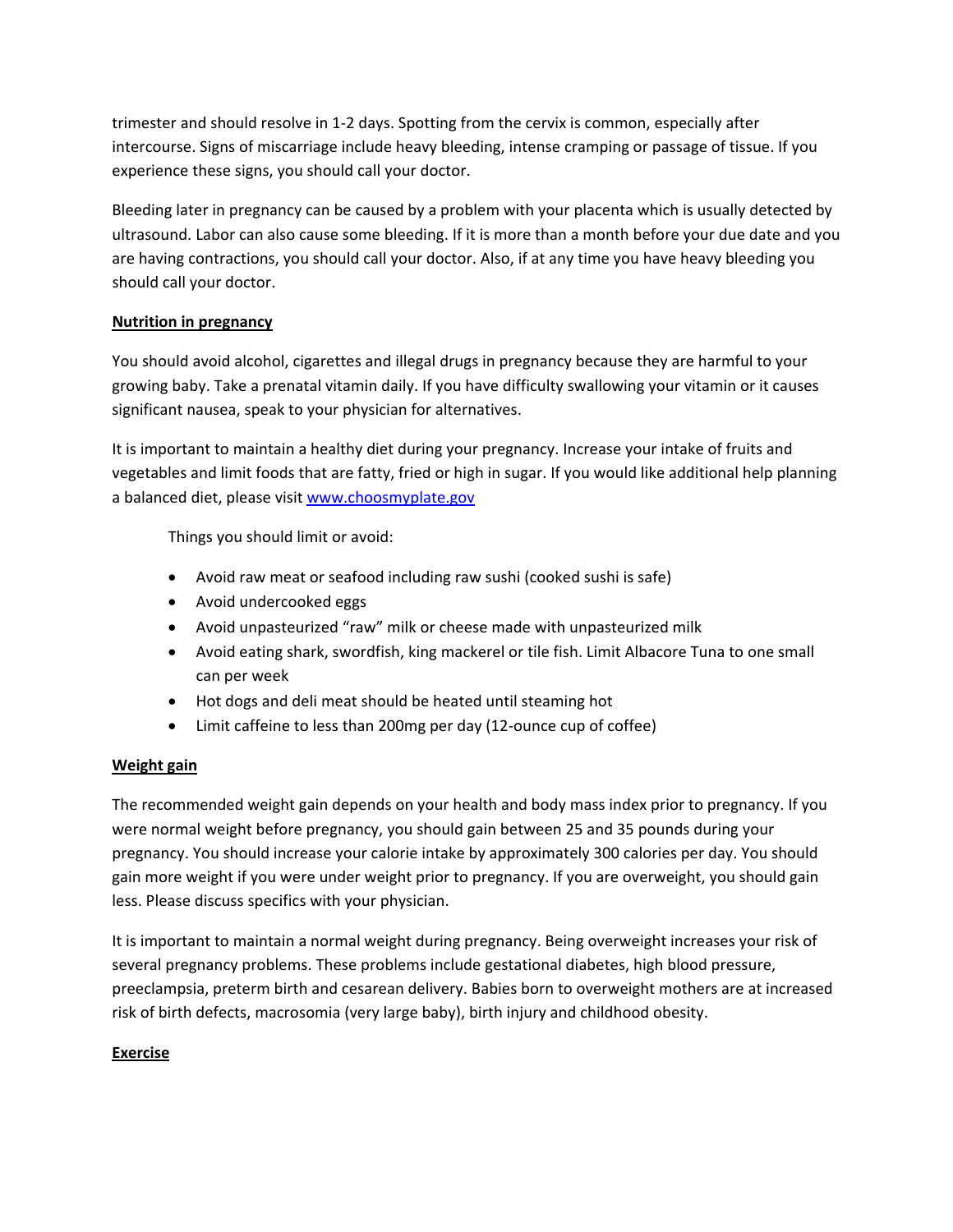trimester and should resolve in 1-2 days. Spotting from the cervix is common, especially after intercourse. Signs of miscarriage include heavy bleeding, intense cramping or passage of tissue. If you experience these signs, you should call your doctor.

Bleeding later in pregnancy can be caused by a problem with your placenta which is usually detected by ultrasound. Labor can also cause some bleeding. If it is more than a month before your due date and you are having contractions, you should call your doctor. Also, if at any time you have heavy bleeding you should call your doctor.

## Nutrition in pregnancy

You should avoid alcohol, cigarettes and illegal drugs in pregnancy because they are harmful to your growing baby. Take a prenatal vitamin daily. If you have difficulty swallowing your vitamin or it causes significant nausea, speak to your physician for alternatives.

It is important to maintain a healthy diet during your pregnancy. Increase your intake of fruits and vegetables and limit foods that are fatty, fried or high in sugar. If you would like additional help planning a balanced diet, please visit [www.choosmyplate.gov](http://www.choosmyplate.gov)

Things you should limit or avoid:

- Avoid raw meat or seafood including raw sushi (cooked sushi is safe)
- Avoid undercooked eggs
- Avoid unpasteurized "raw" milk or cheese made with unpasteurized milk
- Avoid eating shark, swordfish, king mackerel or tile fish. Limit Albacore Tuna to one small can per week
- Hot dogs and deli meat should be heated until steaming hot
- Limit caffeine to less than 200mg per day (12-ounce cup of coffee)

## Weight gain

The recommended weight gain depends on your health and body mass index prior to pregnancy. If you were normal weight before pregnancy, you should gain between 25 and 35 pounds during your pregnancy. You should increase your calorie intake by approximately 300 calories per day. You should gain more weight if you were under weight prior to pregnancy. If you are overweight, you should gain less. Please discuss specifics with your physician.

It is important to maintain a normal weight during pregnancy. Being overweight increases your risk of several pregnancy problems. These problems include gestational diabetes, high blood pressure, preeclampsia, preterm birth and cesarean delivery. Babies born to overweight mothers are at increased risk of birth defects, macrosomia (very large baby), birth injury and childhood obesity.

## Exercise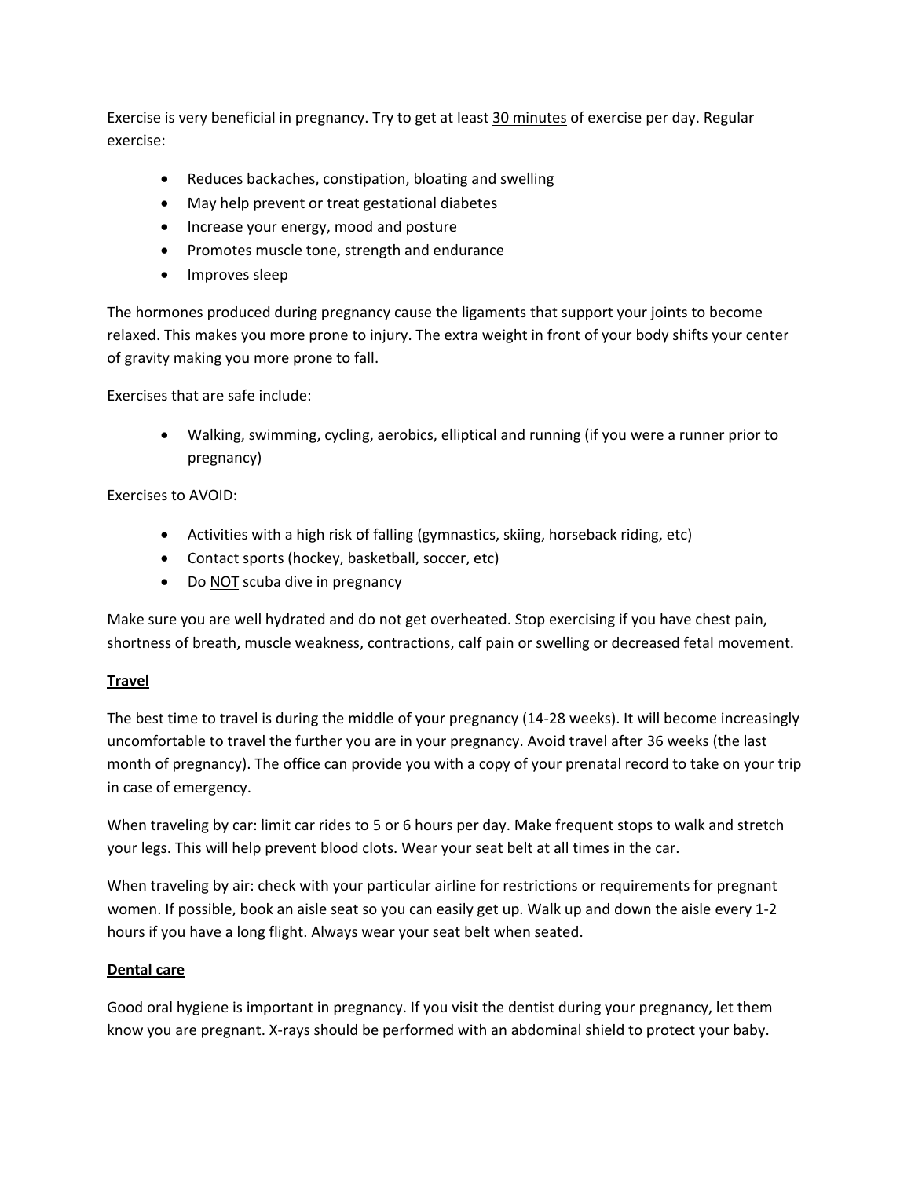Exercise is very beneficial in pregnancy. Try to get at least <u>30 minutes</u> of exercise per day. Regular exercise:

- Reduces backaches, constipation, bloating and swelling
- May help prevent or treat gestational diabetes
- Increase your energy, mood and posture
- Promotes muscle tone, strength and endurance
- Improves sleep

The hormones produced during pregnancy cause the ligaments that support your joints to become relaxed. This makes you more prone to injury. The extra weight in front of your body shifts your center of gravity making you more prone to fall.

Exercises that are safe include:

- Walking, swimming, cycling, aerobics, elliptical and running (if you were a runner prior to pregnancy)

Exercises to AVOID:

- Activities with a high risk of falling (gymnastics, skiing, horseback riding, etc)
- Contact sports (hockey, basketball, soccer, etc)
- Do <u>NOT</u> scuba dive in pregnancy

Make sure you are well hydrated and do not get overheated. Stop exercising if you have chest pain, shortness of breath, muscle weakness, contractions, calf pain or swelling or decreased fetal movement.

## <u>**Travel**</u>

The best time to travel is during the middle of your pregnancy (14-28 weeks). It will become increasingly uncomfortable to travel the further you are in your pregnancy. Avoid travel after 36 weeks (the last month of pregnancy). The office can provide you with a copy of your prenatal record to take on your trip in case of emergency.

When traveling by car: limit car rides to 5 or 6 hours per day. Make frequent stops to walk and stretch your legs. This will help prevent blood clots. Wear your seat belt at all times in the car.

When traveling by air: check with your particular airline for restrictions or requirements for pregnant women. If possible, book an aisle seat so you can easily get up. Walk up and down the aisle every 1-2 hours if you have a long flight. Always wear your seat belt when seated.

## <u>**Dental care**</u>

Good oral hygiene is important in pregnancy. If you visit the dentist during your pregnancy, let them know you are pregnant. X-rays should be performed with an abdominal shield to protect your baby.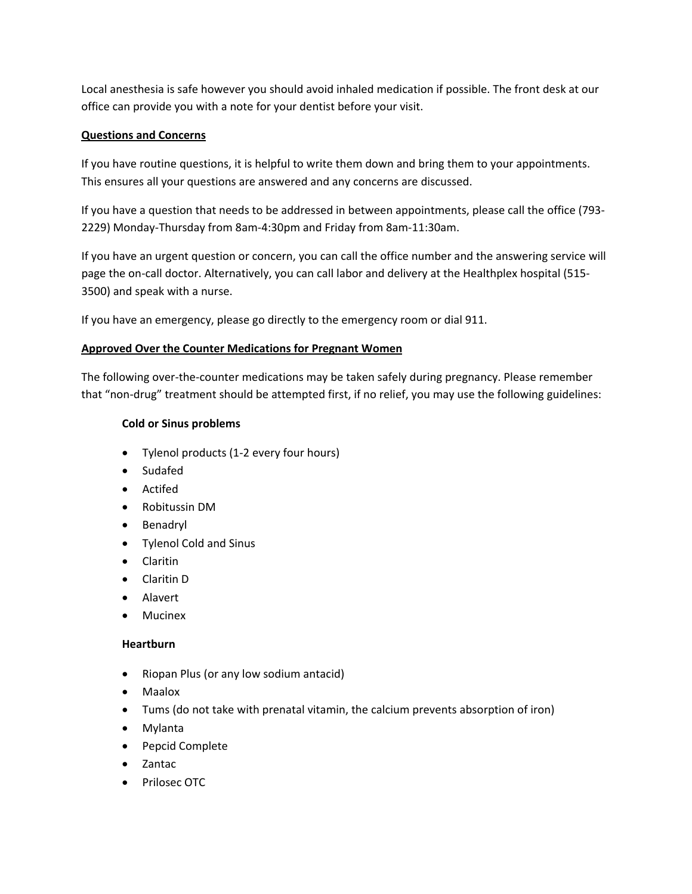Local anesthesia is safe however you should avoid inhaled medication if possible. The front desk at our office can provide you with a note for your dentist before your visit.

## Questions and Concerns

If you have routine questions, it is helpful to write them down and bring them to your appointments. This ensures all your questions are answered and any concerns are discussed.

If you have a question that needs to be addressed in between appointments, please call the office (793-2229) Monday-Thursday from 8am-4:30pm and Friday from 8am-11:30am.

If you have an urgent question or concern, you can call the office number and the answering service will page the on-call doctor. Alternatively, you can call labor and delivery at the Healthplex hospital (515-3500) and speak with a nurse.

If you have an emergency, please go directly to the emergency room or dial 911.

## Approved Over the Counter Medications for Pregnant Women

The following over-the-counter medications may be taken safely during pregnancy. Please remember that "non-drug" treatment should be attempted first, if no relief, you may use the following guidelines:

### Cold or Sinus problems

- Tylenol products (1-2 every four hours)
- Sudafed
- Actifed
- Robitussin DM
- Benadryl
- Tylenol Cold and Sinus
- Claritin
- Claritin D
- Alavert
- Mucinex

### Heartburn

- Riopan Plus (or any low sodium antacid)
- Maalox
- Tums (do not take with prenatal vitamin, the calcium prevents absorption of iron)
- Mylanta
- Pepcid Complete
- Zantac
- Prilosec OTC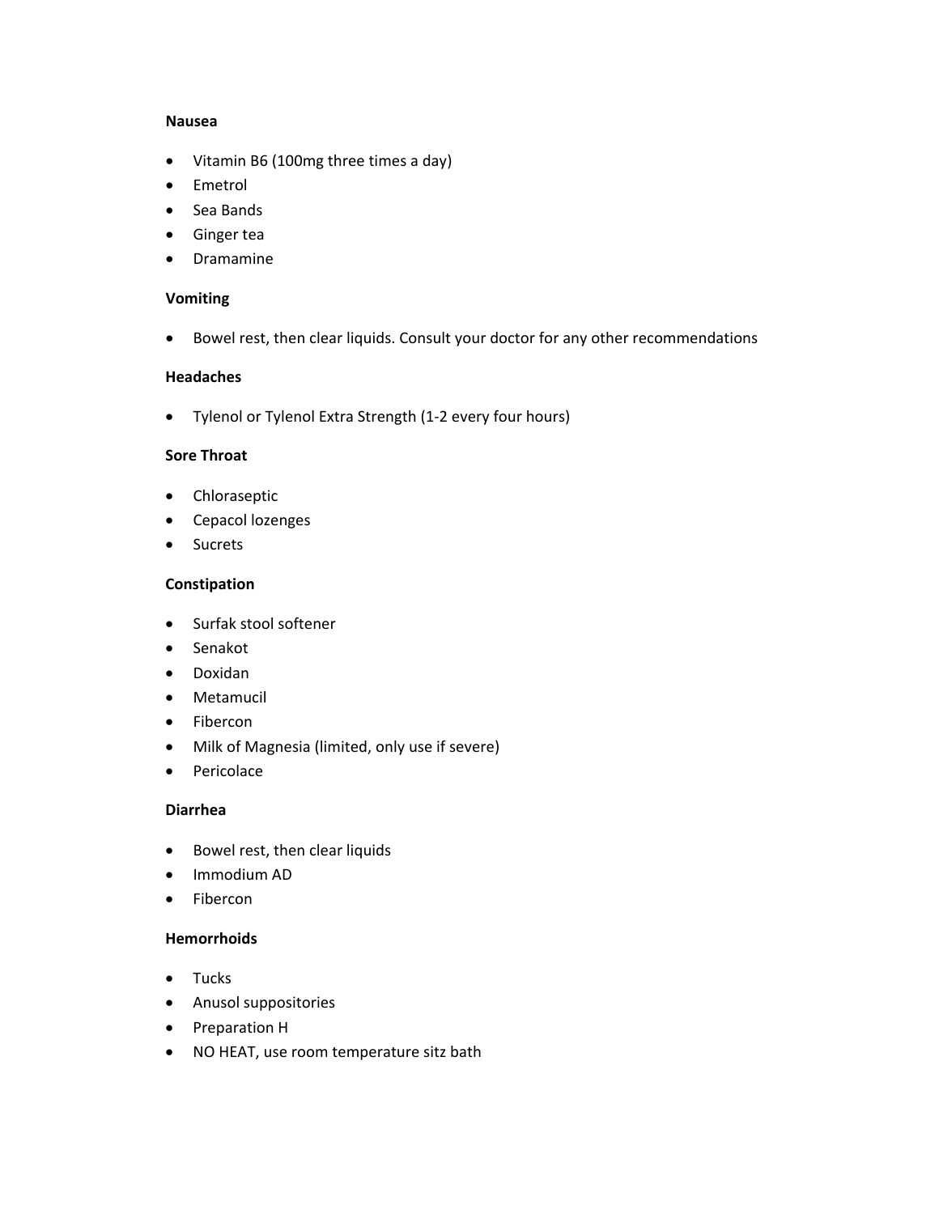**Nausea**

- Vitamin B6 (100mg three times a day)
- Emetrol
- Sea Bands
- Ginger tea
- Dramamine

**Vomiting**

- Bowel rest, then clear liquids. Consult your doctor for any other recommendations

**Headaches**

- Tylenol or Tylenol Extra Strength (1-2 every four hours)

**Sore Throat**

- Chloraseptic
- Cepacol lozenges
- Sucrets

**Constipation**

- Surfak stool softener
- Senakot
- Doxidan
- Metamucil
- Fibercon
- Milk of Magnesia (limited, only use if severe)
- Pericolace

**Diarrhea**

- Bowel rest, then clear liquids
- Immodium AD
- Fibercon

**Hemorrhoids**

- Tucks
- Anusol suppositories
- Preparation H
- NO HEAT, use room temperature sitz bath